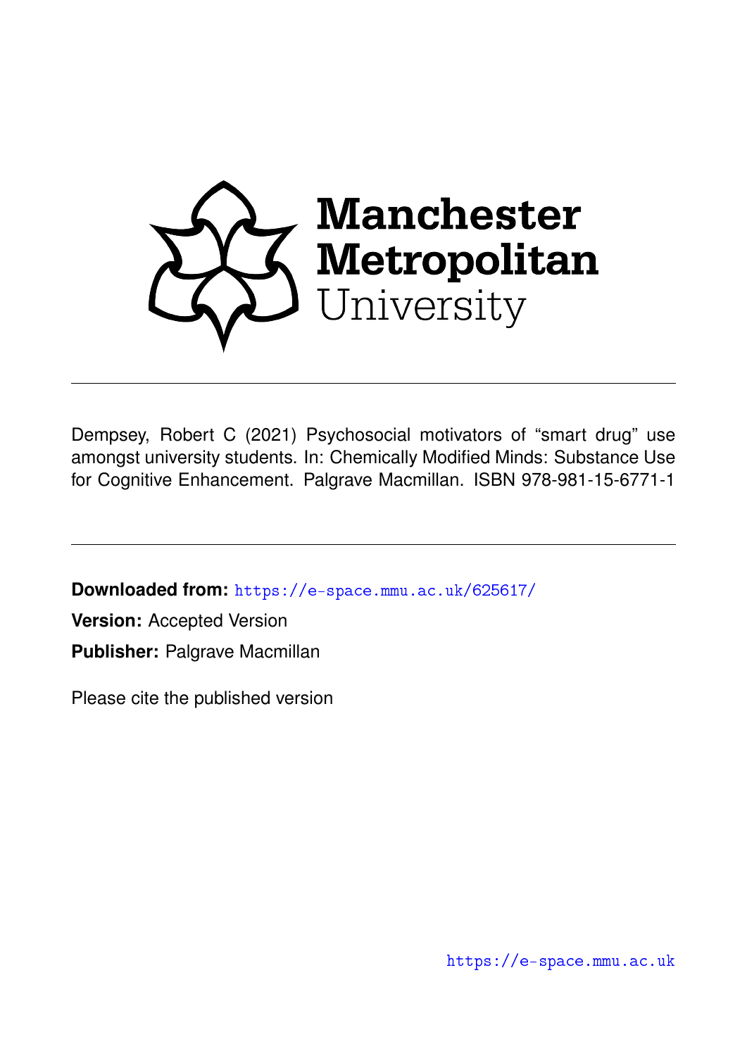Manchester Metropolitan University

Dempsey, Robert C (2021) Psychosocial motivators of "smart drug" use amongst university students. In: Chemically Modified Minds: Substance Use for Cognitive Enhancement. Palgrave Macmillan. ISBN 978-981-15-6771-1

**Downloaded from:** https://e-space.mmu.ac.uk/625617/

**Version:** Accepted Version

**Publisher:** Palgrave Macmillan

Please cite the published version

https://e-space.mmu.ac.uk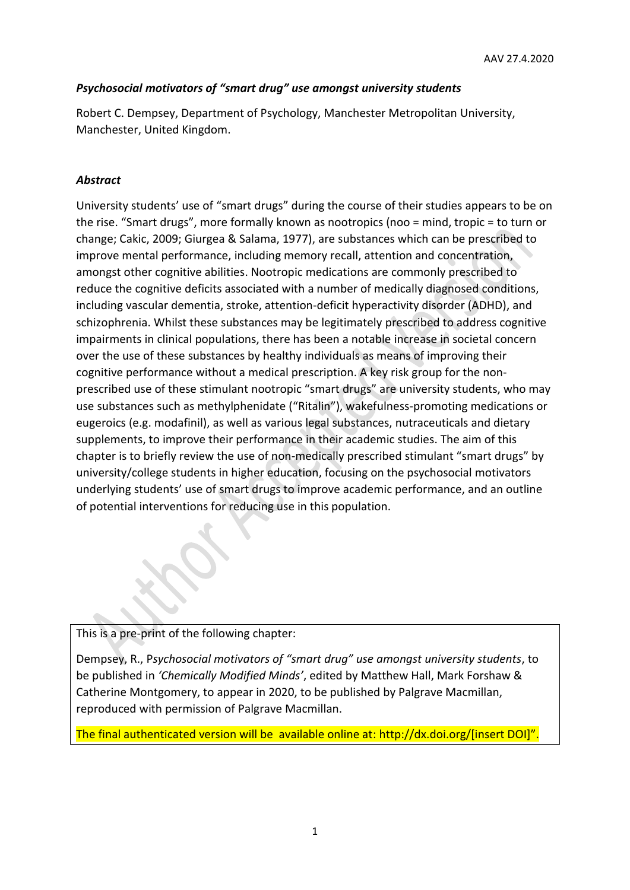***Psychosocial motivators of "smart drug" use amongst university students***

Robert C. Dempsey, Department of Psychology, Manchester Metropolitan University, Manchester, United Kingdom.

***Abstract***

University students' use of "smart drugs" during the course of their studies appears to be on the rise. "Smart drugs", more formally known as nootropics (noo = mind, tropic = to turn or change; Cakic, 2009; Giurgea & Salama, 1977), are substances which can be prescribed to improve mental performance, including memory recall, attention and concentration, amongst other cognitive abilities. Nootropic medications are commonly prescribed to reduce the cognitive deficits associated with a number of medically diagnosed conditions, including vascular dementia, stroke, attention-deficit hyperactivity disorder (ADHD), and schizophrenia. Whilst these substances may be legitimately prescribed to address cognitive impairments in clinical populations, there has been a notable increase in societal concern over the use of these substances by healthy individuals as means of improving their cognitive performance without a medical prescription. A key risk group for the non-prescribed use of these stimulant nootropic "smart drugs" are university students, who may use substances such as methylphenidate ("Ritalin"), wakefulness-promoting medications or eugeroics (e.g. modafinil), as well as various legal substances, nutraceuticals and dietary supplements, to improve their performance in their academic studies. The aim of this chapter is to briefly review the use of non-medically prescribed stimulant "smart drugs" by university/college students in higher education, focusing on the psychosocial motivators underlying students' use of smart drugs to improve academic performance, and an outline of potential interventions for reducing use in this population.

This is a pre-print of the following chapter:

Dempsey, R., P*sychosocial motivators of "smart drug" use amongst university students*, to be published in *'Chemically Modified Minds'*, edited by Matthew Hall, Mark Forshaw & Catherine Montgomery, to appear in 2020, to be published by Palgrave Macmillan, reproduced with permission of Palgrave Macmillan.

The final authenticated version will be available online at: http://dx.doi.org/[insert DOI]".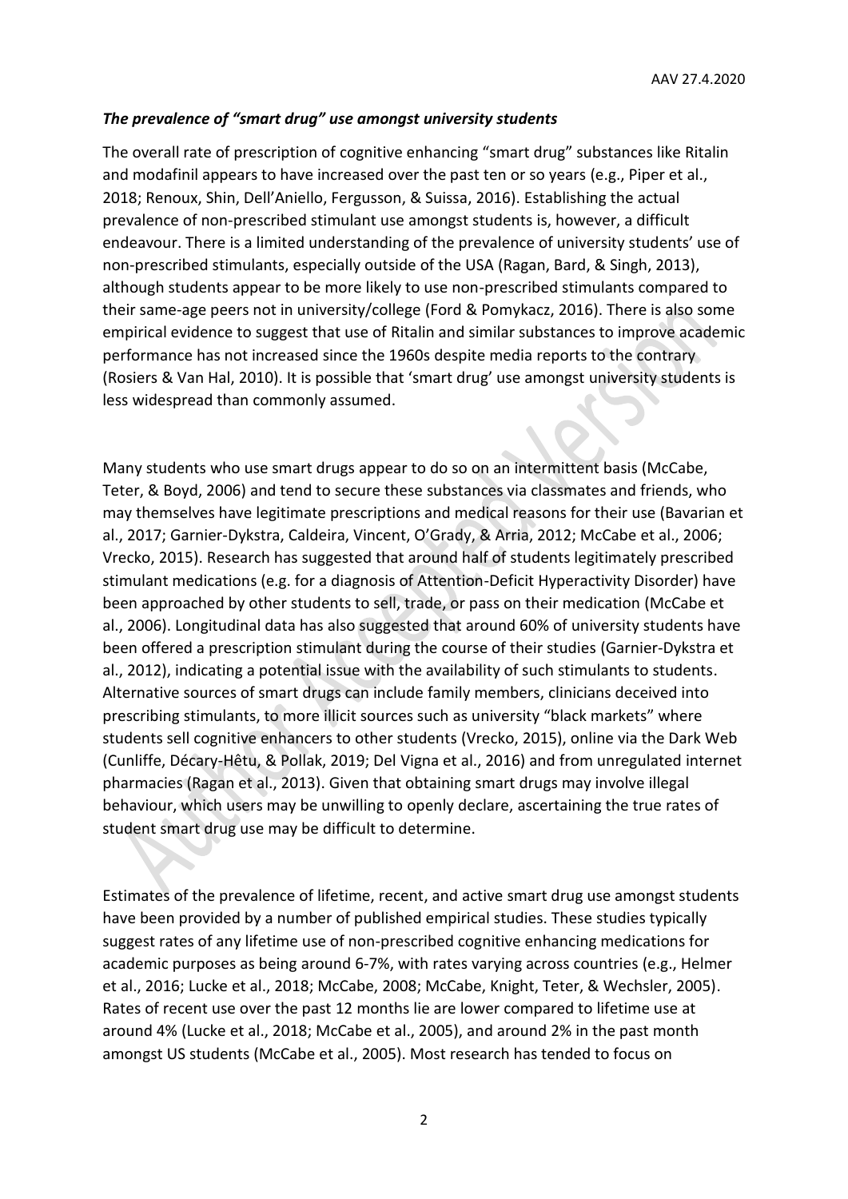### *The prevalence of "smart drug" use amongst university students*

The overall rate of prescription of cognitive enhancing "smart drug" substances like Ritalin and modafinil appears to have increased over the past ten or so years (e.g., Piper et al., 2018; Renoux, Shin, Dell'Aniello, Fergusson, & Suissa, 2016). Establishing the actual prevalence of non-prescribed stimulant use amongst students is, however, a difficult endeavour. There is a limited understanding of the prevalence of university students' use of non-prescribed stimulants, especially outside of the USA (Ragan, Bard, & Singh, 2013), although students appear to be more likely to use non-prescribed stimulants compared to their same-age peers not in university/college (Ford & Pomykacz, 2016). There is also some empirical evidence to suggest that use of Ritalin and similar substances to improve academic performance has not increased since the 1960s despite media reports to the contrary (Rosiers & Van Hal, 2010). It is possible that 'smart drug' use amongst university students is less widespread than commonly assumed.

Many students who use smart drugs appear to do so on an intermittent basis (McCabe, Teter, & Boyd, 2006) and tend to secure these substances via classmates and friends, who may themselves have legitimate prescriptions and medical reasons for their use (Bavarian et al., 2017; Garnier-Dykstra, Caldeira, Vincent, O'Grady, & Arria, 2012; McCabe et al., 2006; Vrecko, 2015). Research has suggested that around half of students legitimately prescribed stimulant medications (e.g. for a diagnosis of Attention-Deficit Hyperactivity Disorder) have been approached by other students to sell, trade, or pass on their medication (McCabe et al., 2006). Longitudinal data has also suggested that around 60% of university students have been offered a prescription stimulant during the course of their studies (Garnier-Dykstra et al., 2012), indicating a potential issue with the availability of such stimulants to students. Alternative sources of smart drugs can include family members, clinicians deceived into prescribing stimulants, to more illicit sources such as university "black markets" where students sell cognitive enhancers to other students (Vrecko, 2015), online via the Dark Web (Cunliffe, Décary-Hêtu, & Pollak, 2019; Del Vigna et al., 2016) and from unregulated internet pharmacies (Ragan et al., 2013). Given that obtaining smart drugs may involve illegal behaviour, which users may be unwilling to openly declare, ascertaining the true rates of student smart drug use may be difficult to determine.

Estimates of the prevalence of lifetime, recent, and active smart drug use amongst students have been provided by a number of published empirical studies. These studies typically suggest rates of any lifetime use of non-prescribed cognitive enhancing medications for academic purposes as being around 6-7%, with rates varying across countries (e.g., Helmer et al., 2016; Lucke et al., 2018; McCabe, 2008; McCabe, Knight, Teter, & Wechsler, 2005). Rates of recent use over the past 12 months lie are lower compared to lifetime use at around 4% (Lucke et al., 2018; McCabe et al., 2005), and around 2% in the past month amongst US students (McCabe et al., 2005). Most research has tended to focus on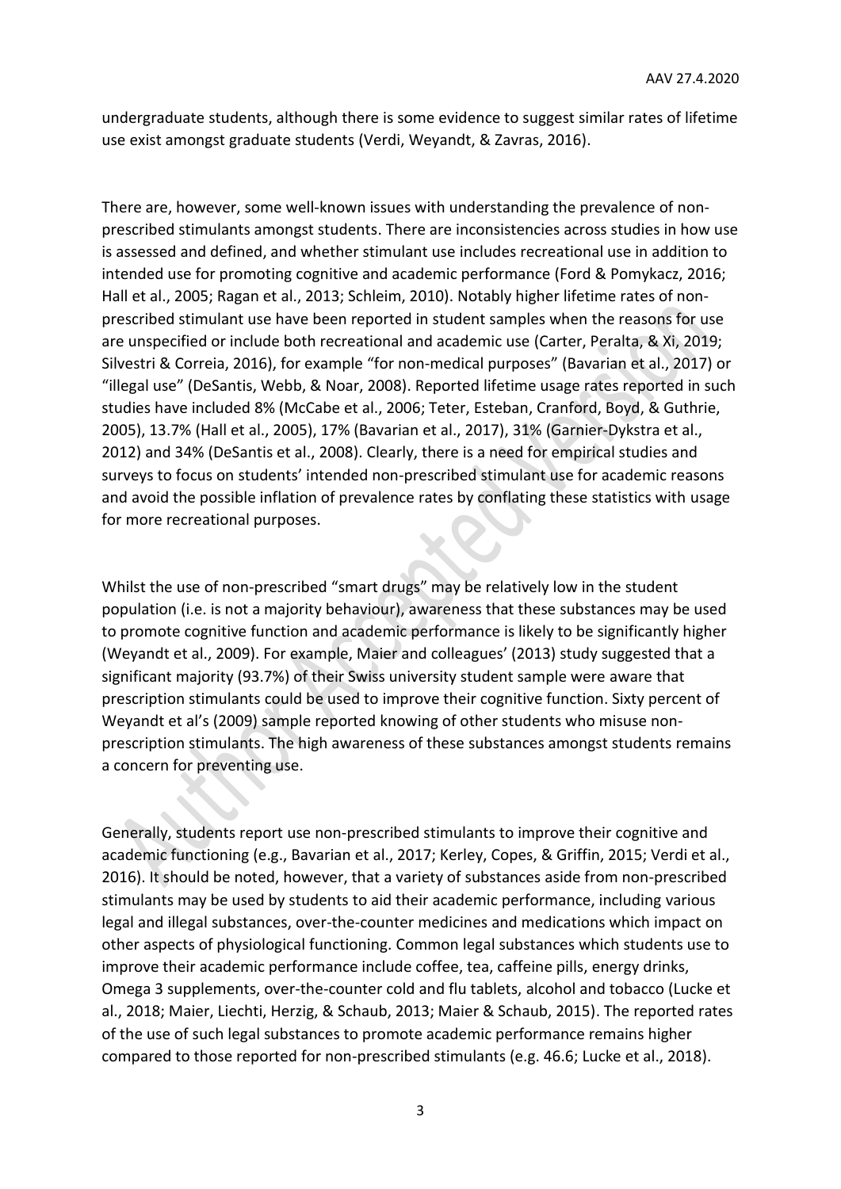undergraduate students, although there is some evidence to suggest similar rates of lifetime use exist amongst graduate students (Verdi, Weyandt, & Zavras, 2016).

There are, however, some well-known issues with understanding the prevalence of non-prescribed stimulants amongst students. There are inconsistencies across studies in how use is assessed and defined, and whether stimulant use includes recreational use in addition to intended use for promoting cognitive and academic performance (Ford & Pomykacz, 2016; Hall et al., 2005; Ragan et al., 2013; Schleim, 2010). Notably higher lifetime rates of non-prescribed stimulant use have been reported in student samples when the reasons for use are unspecified or include both recreational and academic use (Carter, Peralta, & Xi, 2019; Silvestri & Correia, 2016), for example "for non-medical purposes" (Bavarian et al., 2017) or "illegal use" (DeSantis, Webb, & Noar, 2008). Reported lifetime usage rates reported in such studies have included 8% (McCabe et al., 2006; Teter, Esteban, Cranford, Boyd, & Guthrie, 2005), 13.7% (Hall et al., 2005), 17% (Bavarian et al., 2017), 31% (Garnier-Dykstra et al., 2012) and 34% (DeSantis et al., 2008). Clearly, there is a need for empirical studies and surveys to focus on students' intended non-prescribed stimulant use for academic reasons and avoid the possible inflation of prevalence rates by conflating these statistics with usage for more recreational purposes.

Whilst the use of non-prescribed "smart drugs" may be relatively low in the student population (i.e. is not a majority behaviour), awareness that these substances may be used to promote cognitive function and academic performance is likely to be significantly higher (Weyandt et al., 2009). For example, Maier and colleagues' (2013) study suggested that a significant majority (93.7%) of their Swiss university student sample were aware that prescription stimulants could be used to improve their cognitive function. Sixty percent of Weyandt et al's (2009) sample reported knowing of other students who misuse non-prescription stimulants. The high awareness of these substances amongst students remains a concern for preventing use.

Generally, students report use non-prescribed stimulants to improve their cognitive and academic functioning (e.g., Bavarian et al., 2017; Kerley, Copes, & Griffin, 2015; Verdi et al., 2016). It should be noted, however, that a variety of substances aside from non-prescribed stimulants may be used by students to aid their academic performance, including various legal and illegal substances, over-the-counter medicines and medications which impact on other aspects of physiological functioning. Common legal substances which students use to improve their academic performance include coffee, tea, caffeine pills, energy drinks, Omega 3 supplements, over-the-counter cold and flu tablets, alcohol and tobacco (Lucke et al., 2018; Maier, Liechti, Herzig, & Schaub, 2013; Maier & Schaub, 2015). The reported rates of the use of such legal substances to promote academic performance remains higher compared to those reported for non-prescribed stimulants (e.g. 46.6; Lucke et al., 2018).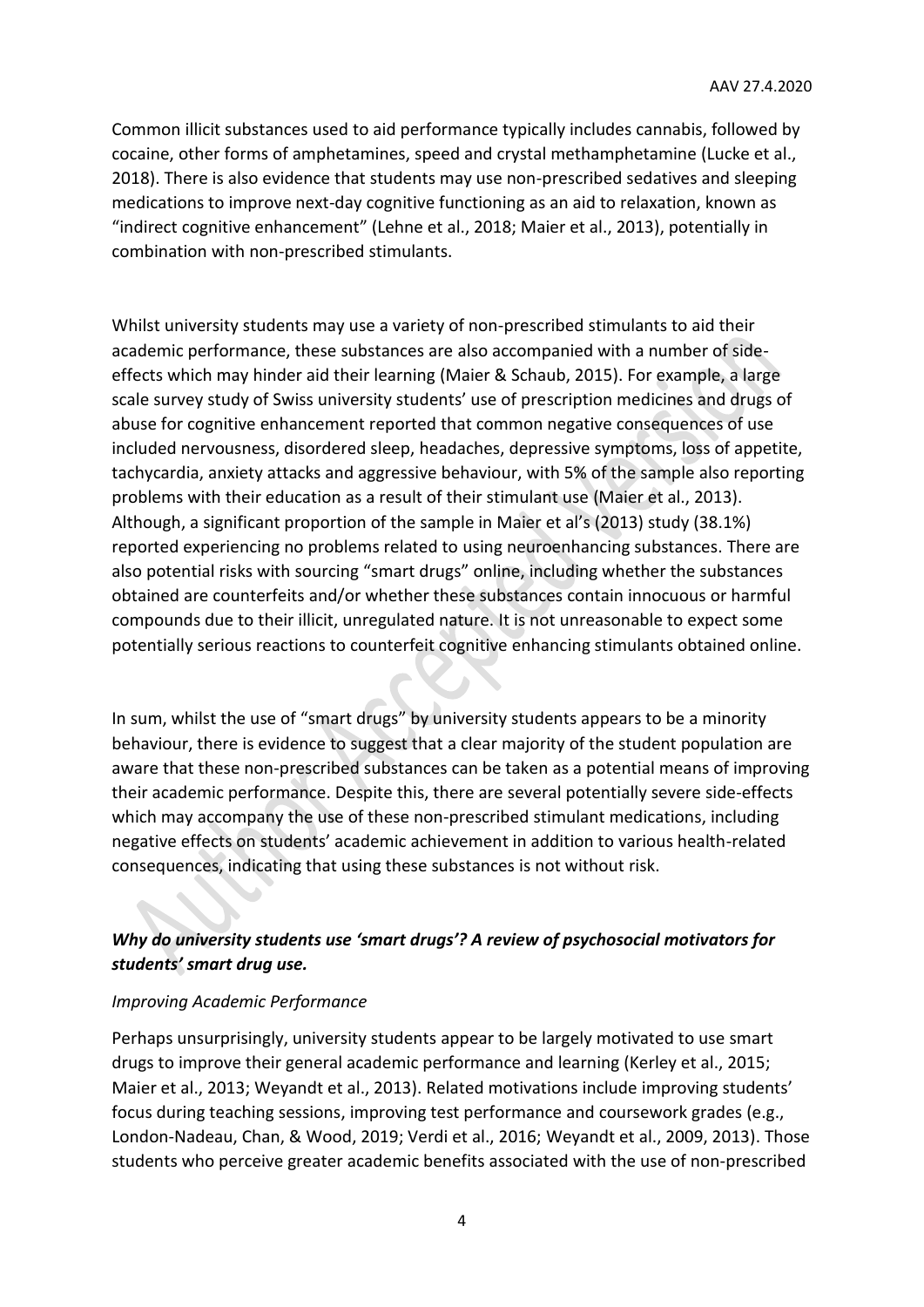Common illicit substances used to aid performance typically includes cannabis, followed by cocaine, other forms of amphetamines, speed and crystal methamphetamine (Lucke et al., 2018). There is also evidence that students may use non-prescribed sedatives and sleeping medications to improve next-day cognitive functioning as an aid to relaxation, known as "indirect cognitive enhancement" (Lehne et al., 2018; Maier et al., 2013), potentially in combination with non-prescribed stimulants.

Whilst university students may use a variety of non-prescribed stimulants to aid their academic performance, these substances are also accompanied with a number of side-effects which may hinder aid their learning (Maier & Schaub, 2015). For example, a large scale survey study of Swiss university students' use of prescription medicines and drugs of abuse for cognitive enhancement reported that common negative consequences of use included nervousness, disordered sleep, headaches, depressive symptoms, loss of appetite, tachycardia, anxiety attacks and aggressive behaviour, with 5% of the sample also reporting problems with their education as a result of their stimulant use (Maier et al., 2013). Although, a significant proportion of the sample in Maier et al's (2013) study (38.1%) reported experiencing no problems related to using neuroenhancing substances. There are also potential risks with sourcing "smart drugs" online, including whether the substances obtained are counterfeits and/or whether these substances contain innocuous or harmful compounds due to their illicit, unregulated nature. It is not unreasonable to expect some potentially serious reactions to counterfeit cognitive enhancing stimulants obtained online.

In sum, whilst the use of "smart drugs" by university students appears to be a minority behaviour, there is evidence to suggest that a clear majority of the student population are aware that these non-prescribed substances can be taken as a potential means of improving their academic performance. Despite this, there are several potentially severe side-effects which may accompany the use of these non-prescribed stimulant medications, including negative effects on students' academic achievement in addition to various health-related consequences, indicating that using these substances is not without risk.

## ***Why do university students use 'smart drugs'? A review of psychosocial motivators for students' smart drug use.***

*Improving Academic Performance*

Perhaps unsurprisingly, university students appear to be largely motivated to use smart drugs to improve their general academic performance and learning (Kerley et al., 2015; Maier et al., 2013; Weyandt et al., 2013). Related motivations include improving students' focus during teaching sessions, improving test performance and coursework grades (e.g., London-Nadeau, Chan, & Wood, 2019; Verdi et al., 2016; Weyandt et al., 2009, 2013). Those students who perceive greater academic benefits associated with the use of non-prescribed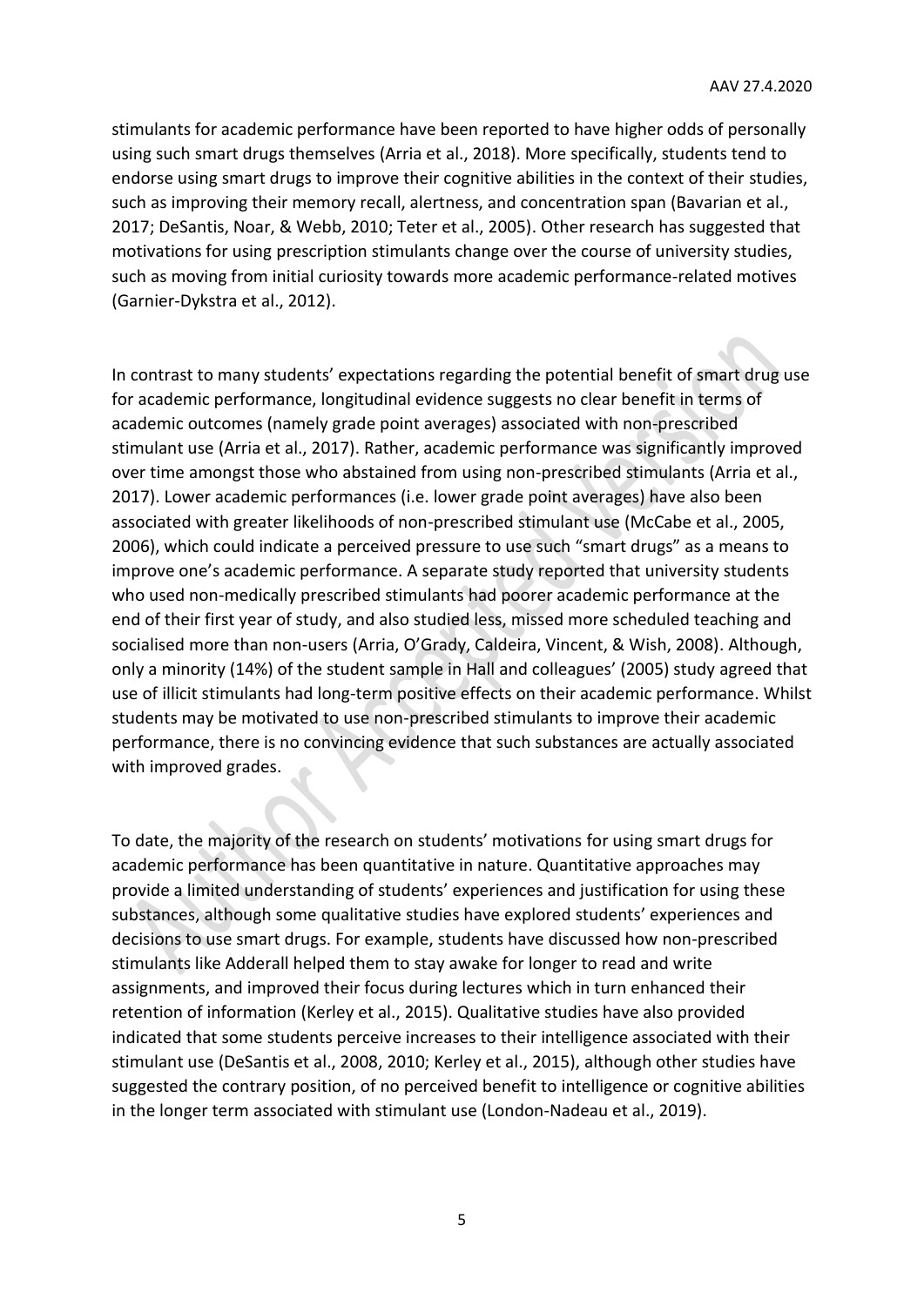stimulants for academic performance have been reported to have higher odds of personally using such smart drugs themselves (Arria et al., 2018). More specifically, students tend to endorse using smart drugs to improve their cognitive abilities in the context of their studies, such as improving their memory recall, alertness, and concentration span (Bavarian et al., 2017; DeSantis, Noar, & Webb, 2010; Teter et al., 2005). Other research has suggested that motivations for using prescription stimulants change over the course of university studies, such as moving from initial curiosity towards more academic performance-related motives (Garnier-Dykstra et al., 2012).

In contrast to many students' expectations regarding the potential benefit of smart drug use for academic performance, longitudinal evidence suggests no clear benefit in terms of academic outcomes (namely grade point averages) associated with non-prescribed stimulant use (Arria et al., 2017). Rather, academic performance was significantly improved over time amongst those who abstained from using non-prescribed stimulants (Arria et al., 2017). Lower academic performances (i.e. lower grade point averages) have also been associated with greater likelihoods of non-prescribed stimulant use (McCabe et al., 2005, 2006), which could indicate a perceived pressure to use such "smart drugs" as a means to improve one's academic performance. A separate study reported that university students who used non-medically prescribed stimulants had poorer academic performance at the end of their first year of study, and also studied less, missed more scheduled teaching and socialised more than non-users (Arria, O'Grady, Caldeira, Vincent, & Wish, 2008). Although, only a minority (14%) of the student sample in Hall and colleagues' (2005) study agreed that use of illicit stimulants had long-term positive effects on their academic performance. Whilst students may be motivated to use non-prescribed stimulants to improve their academic performance, there is no convincing evidence that such substances are actually associated with improved grades.

To date, the majority of the research on students' motivations for using smart drugs for academic performance has been quantitative in nature. Quantitative approaches may provide a limited understanding of students' experiences and justification for using these substances, although some qualitative studies have explored students' experiences and decisions to use smart drugs. For example, students have discussed how non-prescribed stimulants like Adderall helped them to stay awake for longer to read and write assignments, and improved their focus during lectures which in turn enhanced their retention of information (Kerley et al., 2015). Qualitative studies have also provided indicated that some students perceive increases to their intelligence associated with their stimulant use (DeSantis et al., 2008, 2010; Kerley et al., 2015), although other studies have suggested the contrary position, of no perceived benefit to intelligence or cognitive abilities in the longer term associated with stimulant use (London-Nadeau et al., 2019).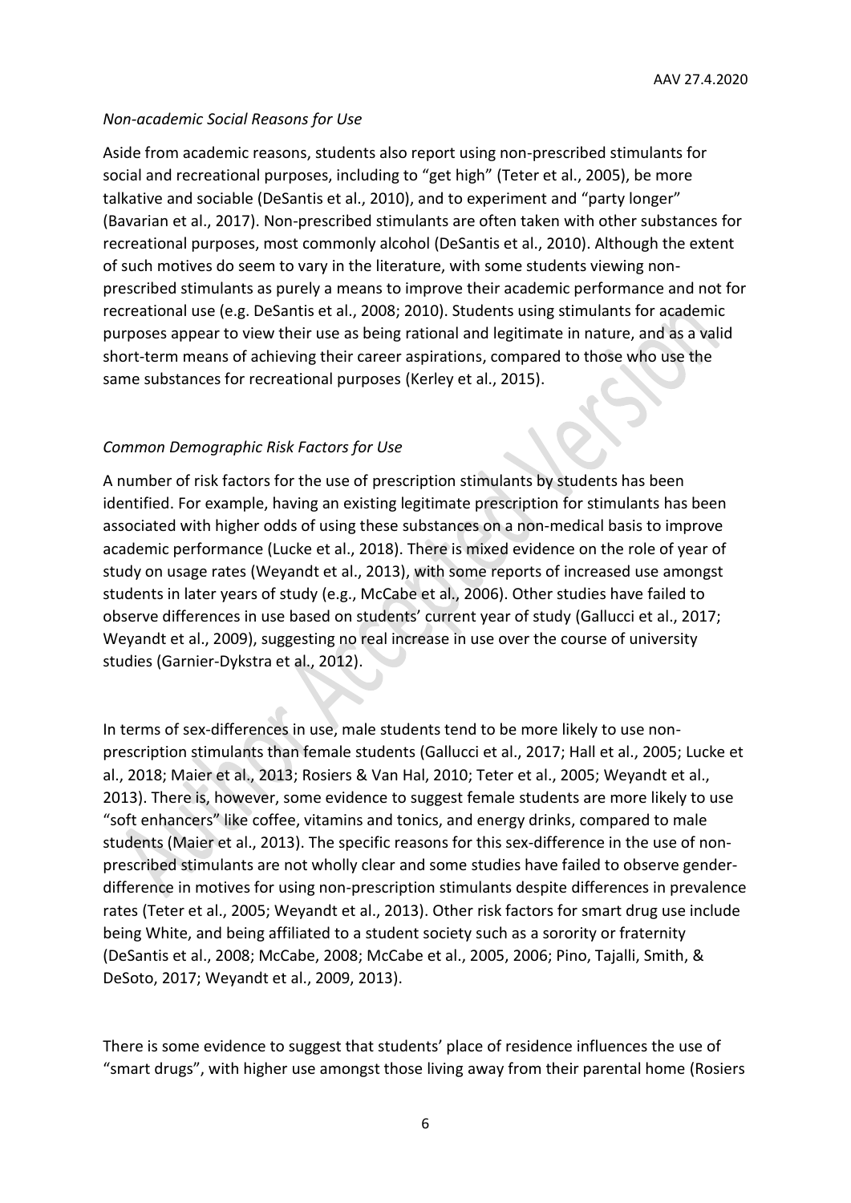*Non-academic Social Reasons for Use*

Aside from academic reasons, students also report using non-prescribed stimulants for social and recreational purposes, including to "get high" (Teter et al., 2005), be more talkative and sociable (DeSantis et al., 2010), and to experiment and "party longer" (Bavarian et al., 2017). Non-prescribed stimulants are often taken with other substances for recreational purposes, most commonly alcohol (DeSantis et al., 2010). Although the extent of such motives do seem to vary in the literature, with some students viewing non-prescribed stimulants as purely a means to improve their academic performance and not for recreational use (e.g. DeSantis et al., 2008; 2010). Students using stimulants for academic purposes appear to view their use as being rational and legitimate in nature, and as a valid short-term means of achieving their career aspirations, compared to those who use the same substances for recreational purposes (Kerley et al., 2015).

*Common Demographic Risk Factors for Use*

A number of risk factors for the use of prescription stimulants by students has been identified. For example, having an existing legitimate prescription for stimulants has been associated with higher odds of using these substances on a non-medical basis to improve academic performance (Lucke et al., 2018). There is mixed evidence on the role of year of study on usage rates (Weyandt et al., 2013), with some reports of increased use amongst students in later years of study (e.g., McCabe et al., 2006). Other studies have failed to observe differences in use based on students' current year of study (Gallucci et al., 2017; Weyandt et al., 2009), suggesting no real increase in use over the course of university studies (Garnier-Dykstra et al., 2012).

In terms of sex-differences in use, male students tend to be more likely to use non-prescription stimulants than female students (Gallucci et al., 2017; Hall et al., 2005; Lucke et al., 2018; Maier et al., 2013; Rosiers & Van Hal, 2010; Teter et al., 2005; Weyandt et al., 2013). There is, however, some evidence to suggest female students are more likely to use "soft enhancers" like coffee, vitamins and tonics, and energy drinks, compared to male students (Maier et al., 2013). The specific reasons for this sex-difference in the use of non-prescribed stimulants are not wholly clear and some studies have failed to observe gender-difference in motives for using non-prescription stimulants despite differences in prevalence rates (Teter et al., 2005; Weyandt et al., 2013). Other risk factors for smart drug use include being White, and being affiliated to a student society such as a sorority or fraternity (DeSantis et al., 2008; McCabe, 2008; McCabe et al., 2005, 2006; Pino, Tajalli, Smith, & DeSoto, 2017; Weyandt et al., 2009, 2013).

There is some evidence to suggest that students' place of residence influences the use of "smart drugs", with higher use amongst those living away from their parental home (Rosiers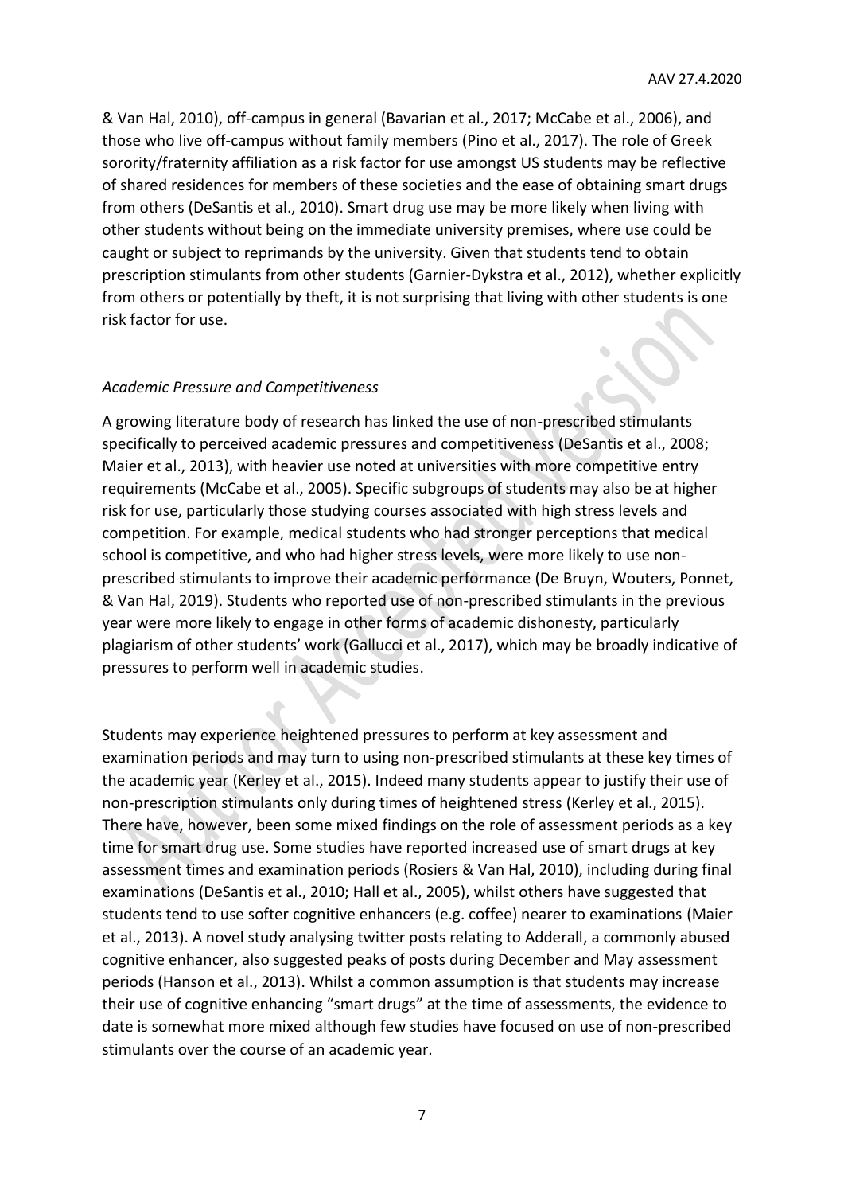& Van Hal, 2010), off-campus in general (Bavarian et al., 2017; McCabe et al., 2006), and those who live off-campus without family members (Pino et al., 2017). The role of Greek sorority/fraternity affiliation as a risk factor for use amongst US students may be reflective of shared residences for members of these societies and the ease of obtaining smart drugs from others (DeSantis et al., 2010). Smart drug use may be more likely when living with other students without being on the immediate university premises, where use could be caught or subject to reprimands by the university. Given that students tend to obtain prescription stimulants from other students (Garnier-Dykstra et al., 2012), whether explicitly from others or potentially by theft, it is not surprising that living with other students is one risk factor for use.

*Academic Pressure and Competitiveness*

A growing literature body of research has linked the use of non-prescribed stimulants specifically to perceived academic pressures and competitiveness (DeSantis et al., 2008; Maier et al., 2013), with heavier use noted at universities with more competitive entry requirements (McCabe et al., 2005). Specific subgroups of students may also be at higher risk for use, particularly those studying courses associated with high stress levels and competition. For example, medical students who had stronger perceptions that medical school is competitive, and who had higher stress levels, were more likely to use non-prescribed stimulants to improve their academic performance (De Bruyn, Wouters, Ponnet, & Van Hal, 2019). Students who reported use of non-prescribed stimulants in the previous year were more likely to engage in other forms of academic dishonesty, particularly plagiarism of other students' work (Gallucci et al., 2017), which may be broadly indicative of pressures to perform well in academic studies.

Students may experience heightened pressures to perform at key assessment and examination periods and may turn to using non-prescribed stimulants at these key times of the academic year (Kerley et al., 2015). Indeed many students appear to justify their use of non-prescription stimulants only during times of heightened stress (Kerley et al., 2015). There have, however, been some mixed findings on the role of assessment periods as a key time for smart drug use. Some studies have reported increased use of smart drugs at key assessment times and examination periods (Rosiers & Van Hal, 2010), including during final examinations (DeSantis et al., 2010; Hall et al., 2005), whilst others have suggested that students tend to use softer cognitive enhancers (e.g. coffee) nearer to examinations (Maier et al., 2013). A novel study analysing twitter posts relating to Adderall, a commonly abused cognitive enhancer, also suggested peaks of posts during December and May assessment periods (Hanson et al., 2013). Whilst a common assumption is that students may increase their use of cognitive enhancing "smart drugs" at the time of assessments, the evidence to date is somewhat more mixed although few studies have focused on use of non-prescribed stimulants over the course of an academic year.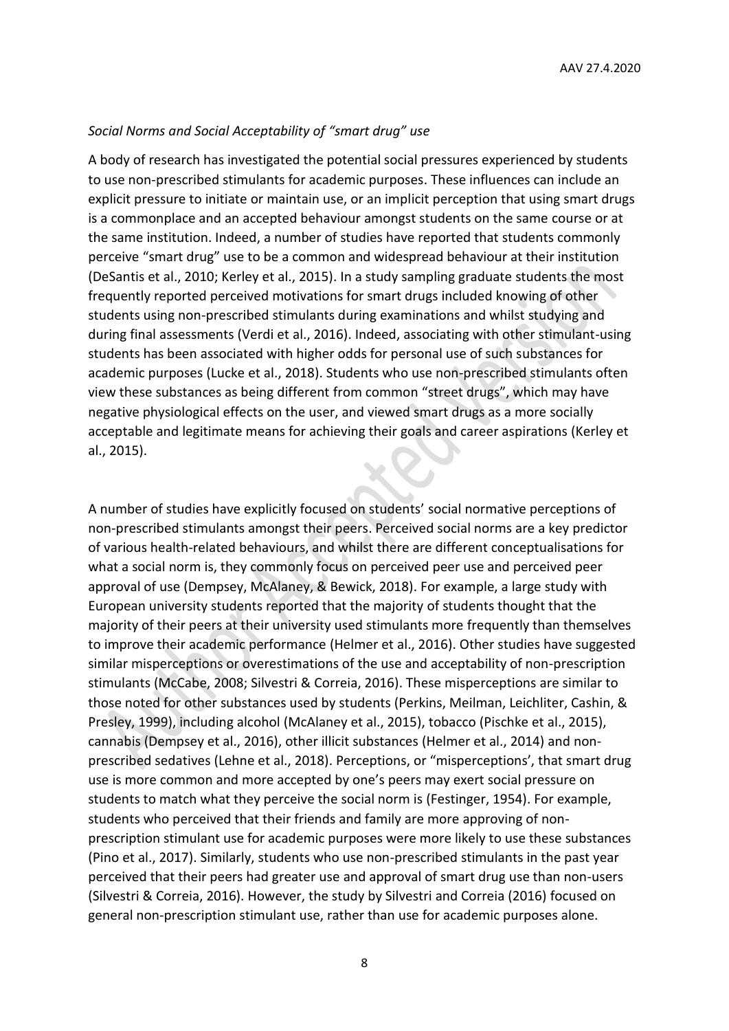*Social Norms and Social Acceptability of "smart drug" use*

A body of research has investigated the potential social pressures experienced by students to use non-prescribed stimulants for academic purposes. These influences can include an explicit pressure to initiate or maintain use, or an implicit perception that using smart drugs is a commonplace and an accepted behaviour amongst students on the same course or at the same institution. Indeed, a number of studies have reported that students commonly perceive "smart drug" use to be a common and widespread behaviour at their institution (DeSantis et al., 2010; Kerley et al., 2015). In a study sampling graduate students the most frequently reported perceived motivations for smart drugs included knowing of other students using non-prescribed stimulants during examinations and whilst studying and during final assessments (Verdi et al., 2016). Indeed, associating with other stimulant-using students has been associated with higher odds for personal use of such substances for academic purposes (Lucke et al., 2018). Students who use non-prescribed stimulants often view these substances as being different from common "street drugs", which may have negative physiological effects on the user, and viewed smart drugs as a more socially acceptable and legitimate means for achieving their goals and career aspirations (Kerley et al., 2015).

A number of studies have explicitly focused on students' social normative perceptions of non-prescribed stimulants amongst their peers. Perceived social norms are a key predictor of various health-related behaviours, and whilst there are different conceptualisations for what a social norm is, they commonly focus on perceived peer use and perceived peer approval of use (Dempsey, McAlaney, & Bewick, 2018). For example, a large study with European university students reported that the majority of students thought that the majority of their peers at their university used stimulants more frequently than themselves to improve their academic performance (Helmer et al., 2016). Other studies have suggested similar misperceptions or overestimations of the use and acceptability of non-prescription stimulants (McCabe, 2008; Silvestri & Correia, 2016). These misperceptions are similar to those noted for other substances used by students (Perkins, Meilman, Leichliter, Cashin, & Presley, 1999), including alcohol (McAlaney et al., 2015), tobacco (Pischke et al., 2015), cannabis (Dempsey et al., 2016), other illicit substances (Helmer et al., 2014) and non-prescribed sedatives (Lehne et al., 2018). Perceptions, or "misperceptions', that smart drug use is more common and more accepted by one's peers may exert social pressure on students to match what they perceive the social norm is (Festinger, 1954). For example, students who perceived that their friends and family are more approving of non-prescription stimulant use for academic purposes were more likely to use these substances (Pino et al., 2017). Similarly, students who use non-prescribed stimulants in the past year perceived that their peers had greater use and approval of smart drug use than non-users (Silvestri & Correia, 2016). However, the study by Silvestri and Correia (2016) focused on general non-prescription stimulant use, rather than use for academic purposes alone.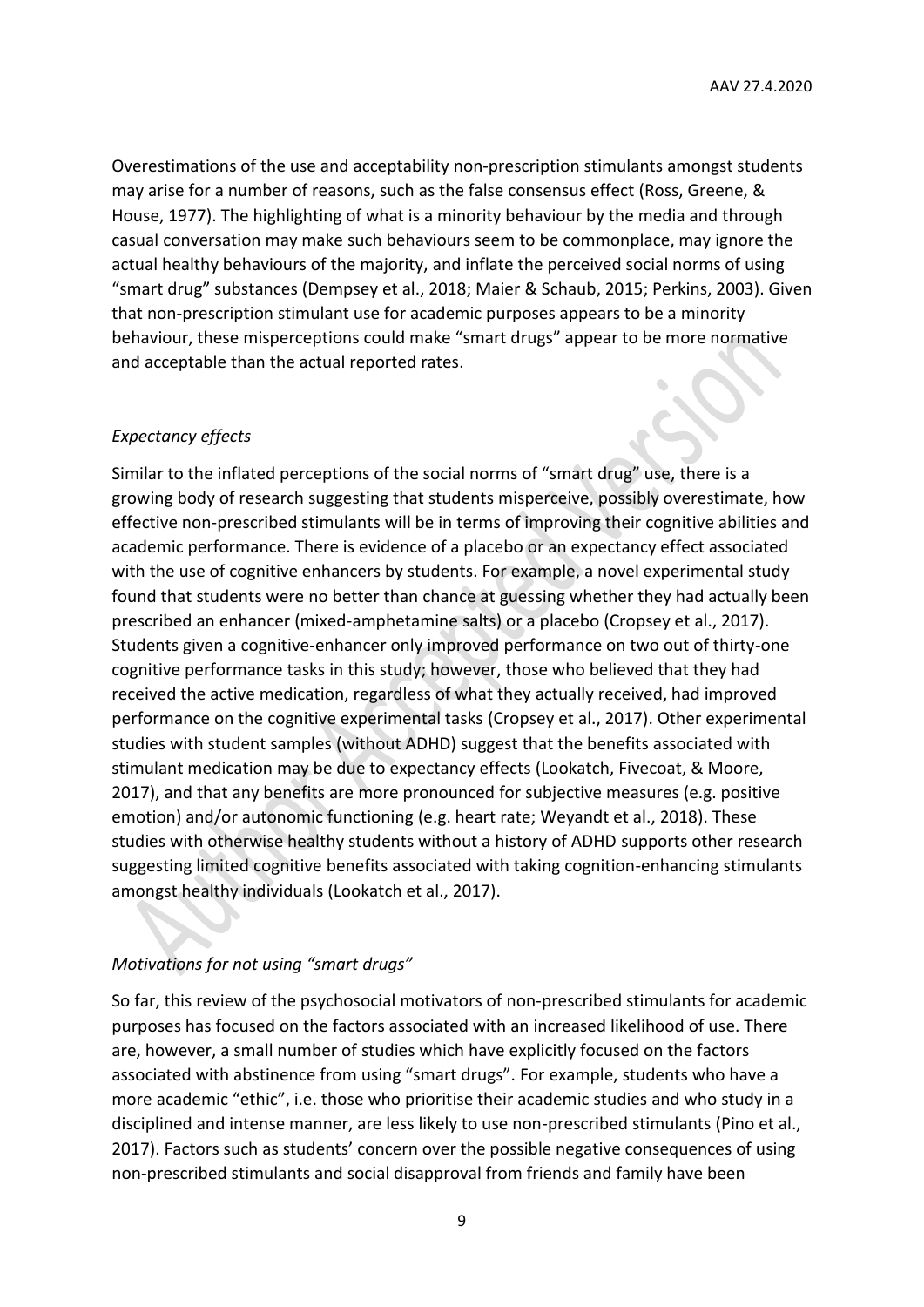Overestimations of the use and acceptability non-prescription stimulants amongst students may arise for a number of reasons, such as the false consensus effect (Ross, Greene, & House, 1977). The highlighting of what is a minority behaviour by the media and through casual conversation may make such behaviours seem to be commonplace, may ignore the actual healthy behaviours of the majority, and inflate the perceived social norms of using "smart drug" substances (Dempsey et al., 2018; Maier & Schaub, 2015; Perkins, 2003). Given that non-prescription stimulant use for academic purposes appears to be a minority behaviour, these misperceptions could make "smart drugs" appear to be more normative and acceptable than the actual reported rates.

*Expectancy effects*

Similar to the inflated perceptions of the social norms of "smart drug" use, there is a growing body of research suggesting that students misperceive, possibly overestimate, how effective non-prescribed stimulants will be in terms of improving their cognitive abilities and academic performance. There is evidence of a placebo or an expectancy effect associated with the use of cognitive enhancers by students. For example, a novel experimental study found that students were no better than chance at guessing whether they had actually been prescribed an enhancer (mixed-amphetamine salts) or a placebo (Cropsey et al., 2017). Students given a cognitive-enhancer only improved performance on two out of thirty-one cognitive performance tasks in this study; however, those who believed that they had received the active medication, regardless of what they actually received, had improved performance on the cognitive experimental tasks (Cropsey et al., 2017). Other experimental studies with student samples (without ADHD) suggest that the benefits associated with stimulant medication may be due to expectancy effects (Lookatch, Fivecoat, & Moore, 2017), and that any benefits are more pronounced for subjective measures (e.g. positive emotion) and/or autonomic functioning (e.g. heart rate; Weyandt et al., 2018). These studies with otherwise healthy students without a history of ADHD supports other research suggesting limited cognitive benefits associated with taking cognition-enhancing stimulants amongst healthy individuals (Lookatch et al., 2017).

*Motivations for not using "smart drugs"*

So far, this review of the psychosocial motivators of non-prescribed stimulants for academic purposes has focused on the factors associated with an increased likelihood of use. There are, however, a small number of studies which have explicitly focused on the factors associated with abstinence from using "smart drugs". For example, students who have a more academic "ethic", i.e. those who prioritise their academic studies and who study in a disciplined and intense manner, are less likely to use non-prescribed stimulants (Pino et al., 2017). Factors such as students' concern over the possible negative consequences of using non-prescribed stimulants and social disapproval from friends and family have been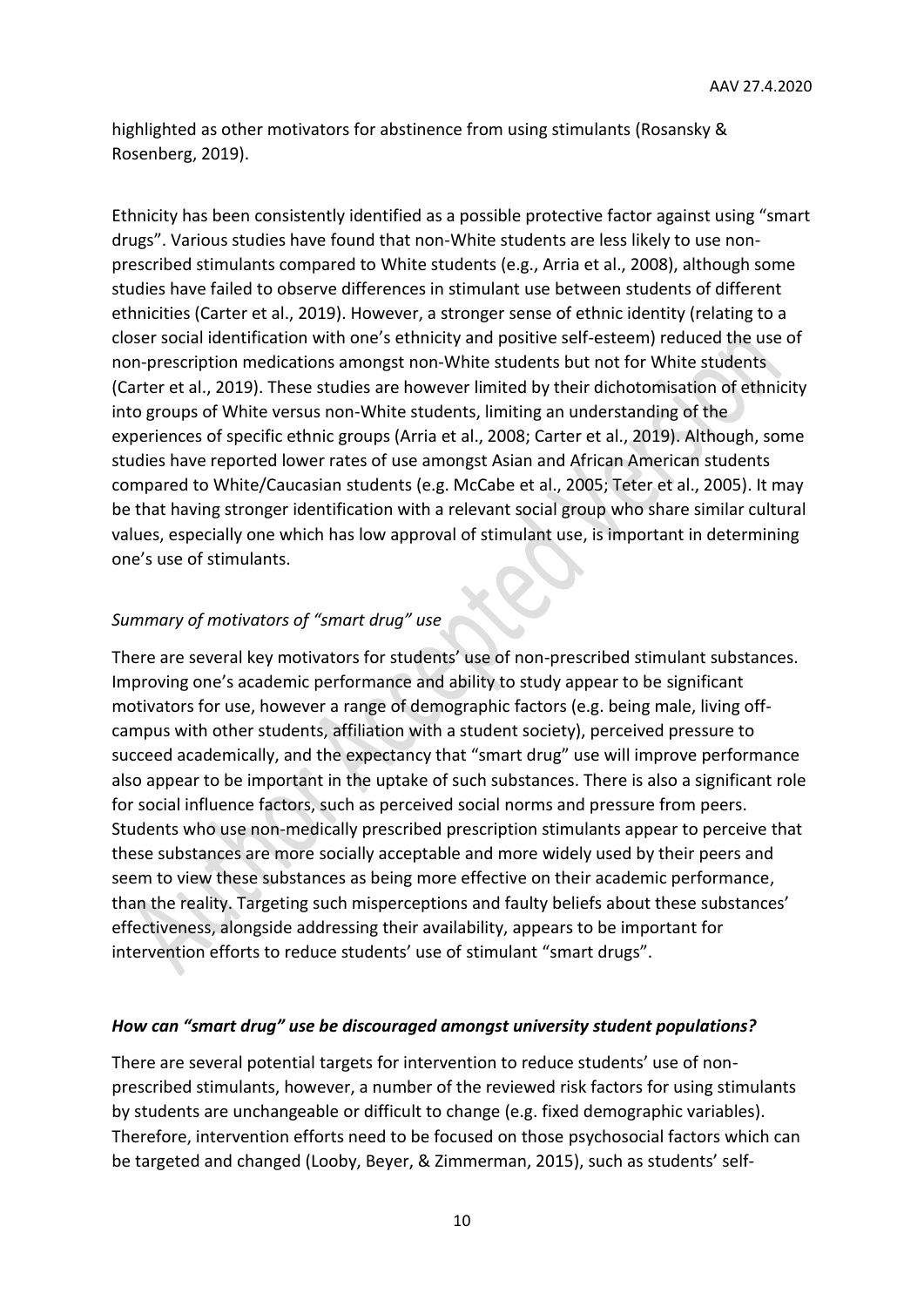highlighted as other motivators for abstinence from using stimulants (Rosansky & Rosenberg, 2019).

Ethnicity has been consistently identified as a possible protective factor against using "smart drugs". Various studies have found that non-White students are less likely to use non-prescribed stimulants compared to White students (e.g., Arria et al., 2008), although some studies have failed to observe differences in stimulant use between students of different ethnicities (Carter et al., 2019). However, a stronger sense of ethnic identity (relating to a closer social identification with one's ethnicity and positive self-esteem) reduced the use of non-prescription medications amongst non-White students but not for White students (Carter et al., 2019). These studies are however limited by their dichotomisation of ethnicity into groups of White versus non-White students, limiting an understanding of the experiences of specific ethnic groups (Arria et al., 2008; Carter et al., 2019). Although, some studies have reported lower rates of use amongst Asian and African American students compared to White/Caucasian students (e.g. McCabe et al., 2005; Teter et al., 2005). It may be that having stronger identification with a relevant social group who share similar cultural values, especially one which has low approval of stimulant use, is important in determining one's use of stimulants.

*Summary of motivators of "smart drug" use*

There are several key motivators for students' use of non-prescribed stimulant substances. Improving one's academic performance and ability to study appear to be significant motivators for use, however a range of demographic factors (e.g. being male, living off-campus with other students, affiliation with a student society), perceived pressure to succeed academically, and the expectancy that "smart drug" use will improve performance also appear to be important in the uptake of such substances. There is also a significant role for social influence factors, such as perceived social norms and pressure from peers. Students who use non-medically prescribed prescription stimulants appear to perceive that these substances are more socially acceptable and more widely used by their peers and seem to view these substances as being more effective on their academic performance, than the reality. Targeting such misperceptions and faulty beliefs about these substances' effectiveness, alongside addressing their availability, appears to be important for intervention efforts to reduce students' use of stimulant "smart drugs".

***How can "smart drug" use be discouraged amongst university student populations?***

There are several potential targets for intervention to reduce students' use of non-prescribed stimulants, however, a number of the reviewed risk factors for using stimulants by students are unchangeable or difficult to change (e.g. fixed demographic variables). Therefore, intervention efforts need to be focused on those psychosocial factors which can be targeted and changed (Looby, Beyer, & Zimmerman, 2015), such as students' self-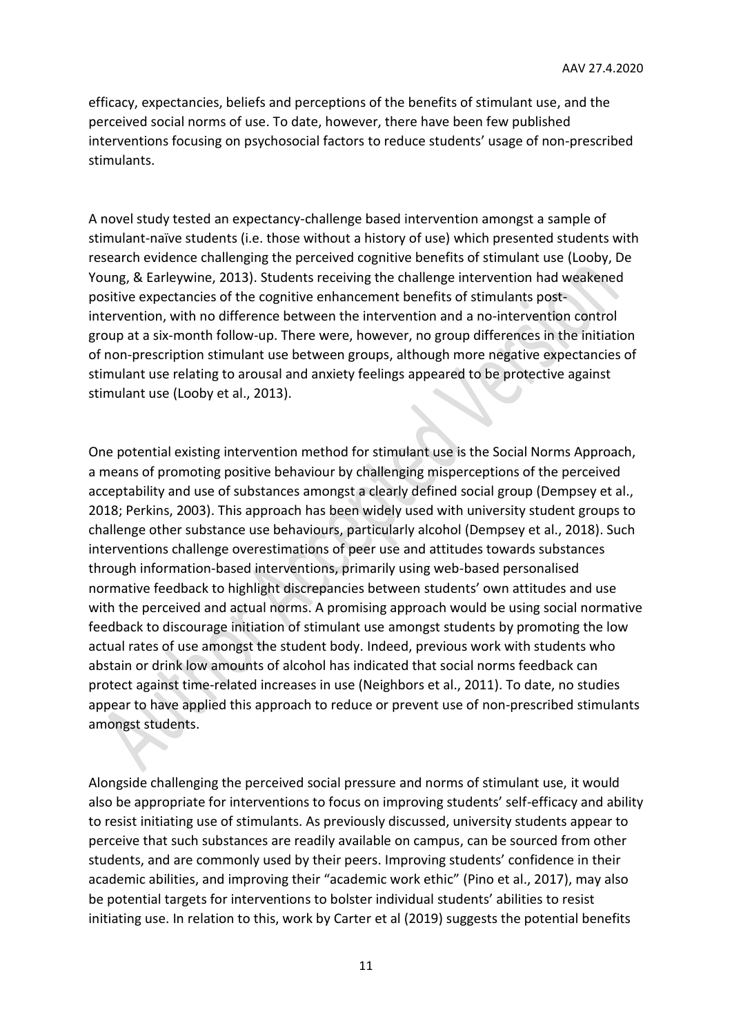efficacy, expectancies, beliefs and perceptions of the benefits of stimulant use, and the perceived social norms of use. To date, however, there have been few published interventions focusing on psychosocial factors to reduce students' usage of non-prescribed stimulants.

A novel study tested an expectancy-challenge based intervention amongst a sample of stimulant-naïve students (i.e. those without a history of use) which presented students with research evidence challenging the perceived cognitive benefits of stimulant use (Looby, De Young, & Earleywine, 2013). Students receiving the challenge intervention had weakened positive expectancies of the cognitive enhancement benefits of stimulants post-intervention, with no difference between the intervention and a no-intervention control group at a six-month follow-up. There were, however, no group differences in the initiation of non-prescription stimulant use between groups, although more negative expectancies of stimulant use relating to arousal and anxiety feelings appeared to be protective against stimulant use (Looby et al., 2013).

One potential existing intervention method for stimulant use is the Social Norms Approach, a means of promoting positive behaviour by challenging misperceptions of the perceived acceptability and use of substances amongst a clearly defined social group (Dempsey et al., 2018; Perkins, 2003). This approach has been widely used with university student groups to challenge other substance use behaviours, particularly alcohol (Dempsey et al., 2018). Such interventions challenge overestimations of peer use and attitudes towards substances through information-based interventions, primarily using web-based personalised normative feedback to highlight discrepancies between students' own attitudes and use with the perceived and actual norms. A promising approach would be using social normative feedback to discourage initiation of stimulant use amongst students by promoting the low actual rates of use amongst the student body. Indeed, previous work with students who abstain or drink low amounts of alcohol has indicated that social norms feedback can protect against time-related increases in use (Neighbors et al., 2011). To date, no studies appear to have applied this approach to reduce or prevent use of non-prescribed stimulants amongst students.

Alongside challenging the perceived social pressure and norms of stimulant use, it would also be appropriate for interventions to focus on improving students' self-efficacy and ability to resist initiating use of stimulants. As previously discussed, university students appear to perceive that such substances are readily available on campus, can be sourced from other students, and are commonly used by their peers. Improving students' confidence in their academic abilities, and improving their "academic work ethic" (Pino et al., 2017), may also be potential targets for interventions to bolster individual students' abilities to resist initiating use. In relation to this, work by Carter et al (2019) suggests the potential benefits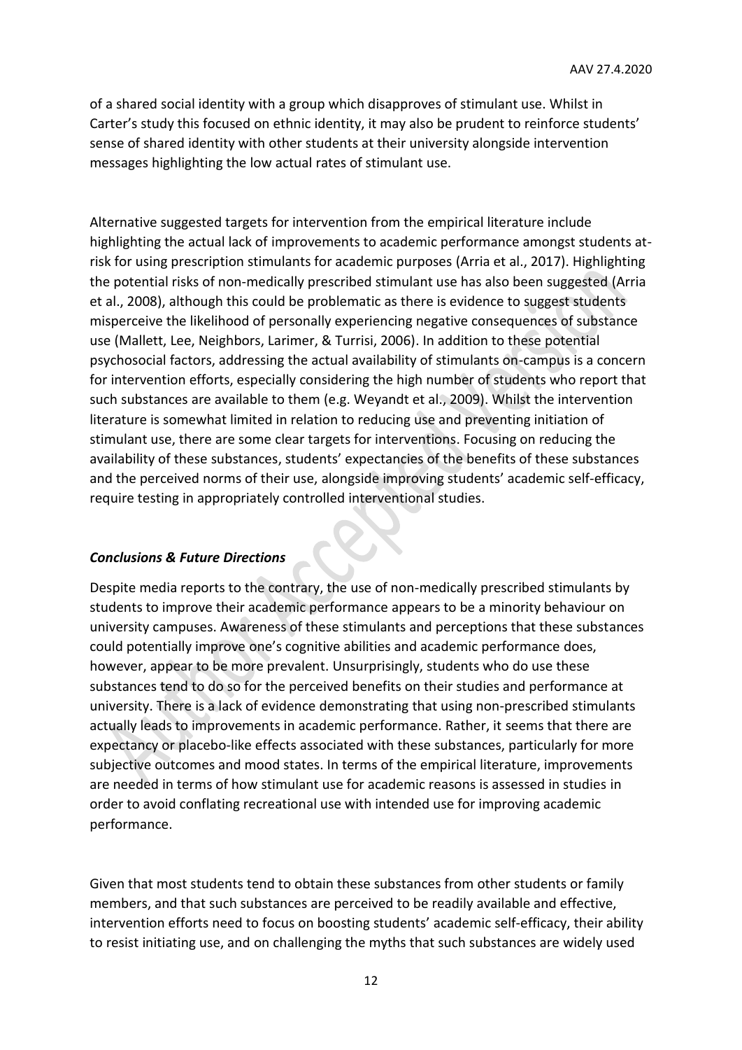of a shared social identity with a group which disapproves of stimulant use. Whilst in Carter's study this focused on ethnic identity, it may also be prudent to reinforce students' sense of shared identity with other students at their university alongside intervention messages highlighting the low actual rates of stimulant use.

Alternative suggested targets for intervention from the empirical literature include highlighting the actual lack of improvements to academic performance amongst students at-risk for using prescription stimulants for academic purposes (Arria et al., 2017). Highlighting the potential risks of non-medically prescribed stimulant use has also been suggested (Arria et al., 2008), although this could be problematic as there is evidence to suggest students misperceive the likelihood of personally experiencing negative consequences of substance use (Mallett, Lee, Neighbors, Larimer, & Turrisi, 2006). In addition to these potential psychosocial factors, addressing the actual availability of stimulants on-campus is a concern for intervention efforts, especially considering the high number of students who report that such substances are available to them (e.g. Weyandt et al., 2009). Whilst the intervention literature is somewhat limited in relation to reducing use and preventing initiation of stimulant use, there are some clear targets for interventions. Focusing on reducing the availability of these substances, students' expectancies of the benefits of these substances and the perceived norms of their use, alongside improving students' academic self-efficacy, require testing in appropriately controlled interventional studies.

***Conclusions & Future Directions***

Despite media reports to the contrary, the use of non-medically prescribed stimulants by students to improve their academic performance appears to be a minority behaviour on university campuses. Awareness of these stimulants and perceptions that these substances could potentially improve one's cognitive abilities and academic performance does, however, appear to be more prevalent. Unsurprisingly, students who do use these substances tend to do so for the perceived benefits on their studies and performance at university. There is a lack of evidence demonstrating that using non-prescribed stimulants actually leads to improvements in academic performance. Rather, it seems that there are expectancy or placebo-like effects associated with these substances, particularly for more subjective outcomes and mood states. In terms of the empirical literature, improvements are needed in terms of how stimulant use for academic reasons is assessed in studies in order to avoid conflating recreational use with intended use for improving academic performance.

Given that most students tend to obtain these substances from other students or family members, and that such substances are perceived to be readily available and effective, intervention efforts need to focus on boosting students' academic self-efficacy, their ability to resist initiating use, and on challenging the myths that such substances are widely used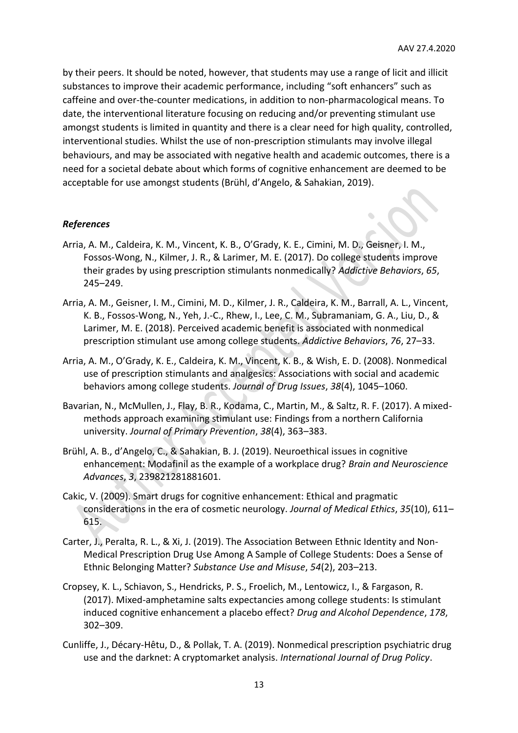by their peers. It should be noted, however, that students may use a range of licit and illicit substances to improve their academic performance, including "soft enhancers" such as caffeine and over-the-counter medications, in addition to non-pharmacological means. To date, the interventional literature focusing on reducing and/or preventing stimulant use amongst students is limited in quantity and there is a clear need for high quality, controlled, interventional studies. Whilst the use of non-prescription stimulants may involve illegal behaviours, and may be associated with negative health and academic outcomes, there is a need for a societal debate about which forms of cognitive enhancement are deemed to be acceptable for use amongst students (Brühl, d'Angelo, & Sahakian, 2019).

### *References*

Arria, A. M., Caldeira, K. M., Vincent, K. B., O'Grady, K. E., Cimini, M. D., Geisner, I. M., Fossos-Wong, N., Kilmer, J. R., & Larimer, M. E. (2017). Do college students improve their grades by using prescription stimulants nonmedically? *Addictive Behaviors*, *65*, 245–249.

Arria, A. M., Geisner, I. M., Cimini, M. D., Kilmer, J. R., Caldeira, K. M., Barrall, A. L., Vincent, K. B., Fossos-Wong, N., Yeh, J.-C., Rhew, I., Lee, C. M., Subramaniam, G. A., Liu, D., & Larimer, M. E. (2018). Perceived academic benefit is associated with nonmedical prescription stimulant use among college students. *Addictive Behaviors*, *76*, 27–33.

Arria, A. M., O'Grady, K. E., Caldeira, K. M., Vincent, K. B., & Wish, E. D. (2008). Nonmedical use of prescription stimulants and analgesics: Associations with social and academic behaviors among college students. *Journal of Drug Issues*, *38*(4), 1045–1060.

Bavarian, N., McMullen, J., Flay, B. R., Kodama, C., Martin, M., & Saltz, R. F. (2017). A mixed-methods approach examining stimulant use: Findings from a northern California university. *Journal of Primary Prevention*, *38*(4), 363–383.

Brühl, A. B., d'Angelo, C., & Sahakian, B. J. (2019). Neuroethical issues in cognitive enhancement: Modafinil as the example of a workplace drug? *Brain and Neuroscience Advances*, *3*, 239821281881601.

Cakic, V. (2009). Smart drugs for cognitive enhancement: Ethical and pragmatic considerations in the era of cosmetic neurology. *Journal of Medical Ethics*, *35*(10), 611–615.

Carter, J., Peralta, R. L., & Xi, J. (2019). The Association Between Ethnic Identity and Non-Medical Prescription Drug Use Among A Sample of College Students: Does a Sense of Ethnic Belonging Matter? *Substance Use and Misuse*, *54*(2), 203–213.

Cropsey, K. L., Schiavon, S., Hendricks, P. S., Froelich, M., Lentowicz, I., & Fargason, R. (2017). Mixed-amphetamine salts expectancies among college students: Is stimulant induced cognitive enhancement a placebo effect? *Drug and Alcohol Dependence*, *178*, 302–309.

Cunliffe, J., Décary-Hêtu, D., & Pollak, T. A. (2019). Nonmedical prescription psychiatric drug use and the darknet: A cryptomarket analysis. *International Journal of Drug Policy*.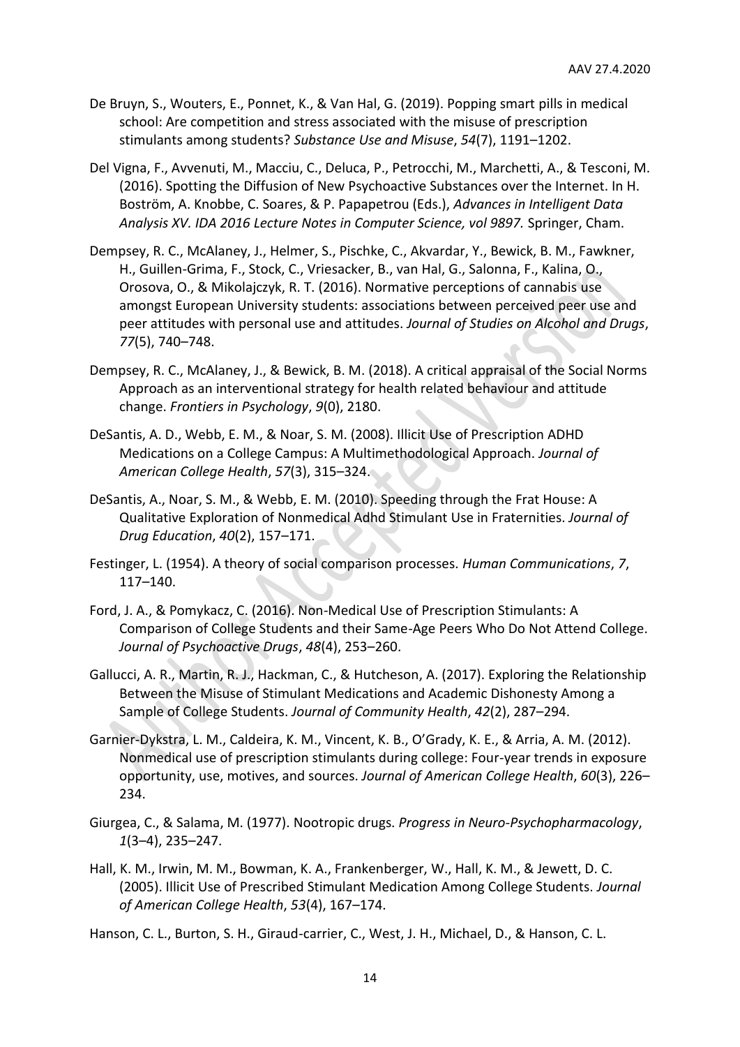De Bruyn, S., Wouters, E., Ponnet, K., & Van Hal, G. (2019). Popping smart pills in medical school: Are competition and stress associated with the misuse of prescription stimulants among students? *Substance Use and Misuse*, *54*(7), 1191–1202.

Del Vigna, F., Avvenuti, M., Macciu, C., Deluca, P., Petrocchi, M., Marchetti, A., & Tesconi, M. (2016). Spotting the Diffusion of New Psychoactive Substances over the Internet. In H. Boström, A. Knobbe, C. Soares, & P. Papapetrou (Eds.), *Advances in Intelligent Data Analysis XV. IDA 2016 Lecture Notes in Computer Science, vol 9897.* Springer, Cham.

Dempsey, R. C., McAlaney, J., Helmer, S., Pischke, C., Akvardar, Y., Bewick, B. M., Fawkner, H., Guillen-Grima, F., Stock, C., Vriesacker, B., van Hal, G., Salonna, F., Kalina, O., Orosova, O., & Mikolajczyk, R. T. (2016). Normative perceptions of cannabis use amongst European University students: associations between perceived peer use and peer attitudes with personal use and attitudes. *Journal of Studies on Alcohol and Drugs*, *77*(5), 740–748.

Dempsey, R. C., McAlaney, J., & Bewick, B. M. (2018). A critical appraisal of the Social Norms Approach as an interventional strategy for health related behaviour and attitude change. *Frontiers in Psychology*, *9*(0), 2180.

DeSantis, A. D., Webb, E. M., & Noar, S. M. (2008). Illicit Use of Prescription ADHD Medications on a College Campus: A Multimethodological Approach. *Journal of American College Health*, *57*(3), 315–324.

DeSantis, A., Noar, S. M., & Webb, E. M. (2010). Speeding through the Frat House: A Qualitative Exploration of Nonmedical Adhd Stimulant Use in Fraternities. *Journal of Drug Education*, *40*(2), 157–171.

Festinger, L. (1954). A theory of social comparison processes. *Human Communications*, *7*, 117–140.

Ford, J. A., & Pomykacz, C. (2016). Non-Medical Use of Prescription Stimulants: A Comparison of College Students and their Same-Age Peers Who Do Not Attend College. *Journal of Psychoactive Drugs*, *48*(4), 253–260.

Gallucci, A. R., Martin, R. J., Hackman, C., & Hutcheson, A. (2017). Exploring the Relationship Between the Misuse of Stimulant Medications and Academic Dishonesty Among a Sample of College Students. *Journal of Community Health*, *42*(2), 287–294.

Garnier-Dykstra, L. M., Caldeira, K. M., Vincent, K. B., O'Grady, K. E., & Arria, A. M. (2012). Nonmedical use of prescription stimulants during college: Four-year trends in exposure opportunity, use, motives, and sources. *Journal of American College Health*, *60*(3), 226–234.

Giurgea, C., & Salama, M. (1977). Nootropic drugs. *Progress in Neuro-Psychopharmacology*, *1*(3–4), 235–247.

Hall, K. M., Irwin, M. M., Bowman, K. A., Frankenberger, W., Hall, K. M., & Jewett, D. C. (2005). Illicit Use of Prescribed Stimulant Medication Among College Students. *Journal of American College Health*, *53*(4), 167–174.

Hanson, C. L., Burton, S. H., Giraud-carrier, C., West, J. H., Michael, D., & Hanson, C. L.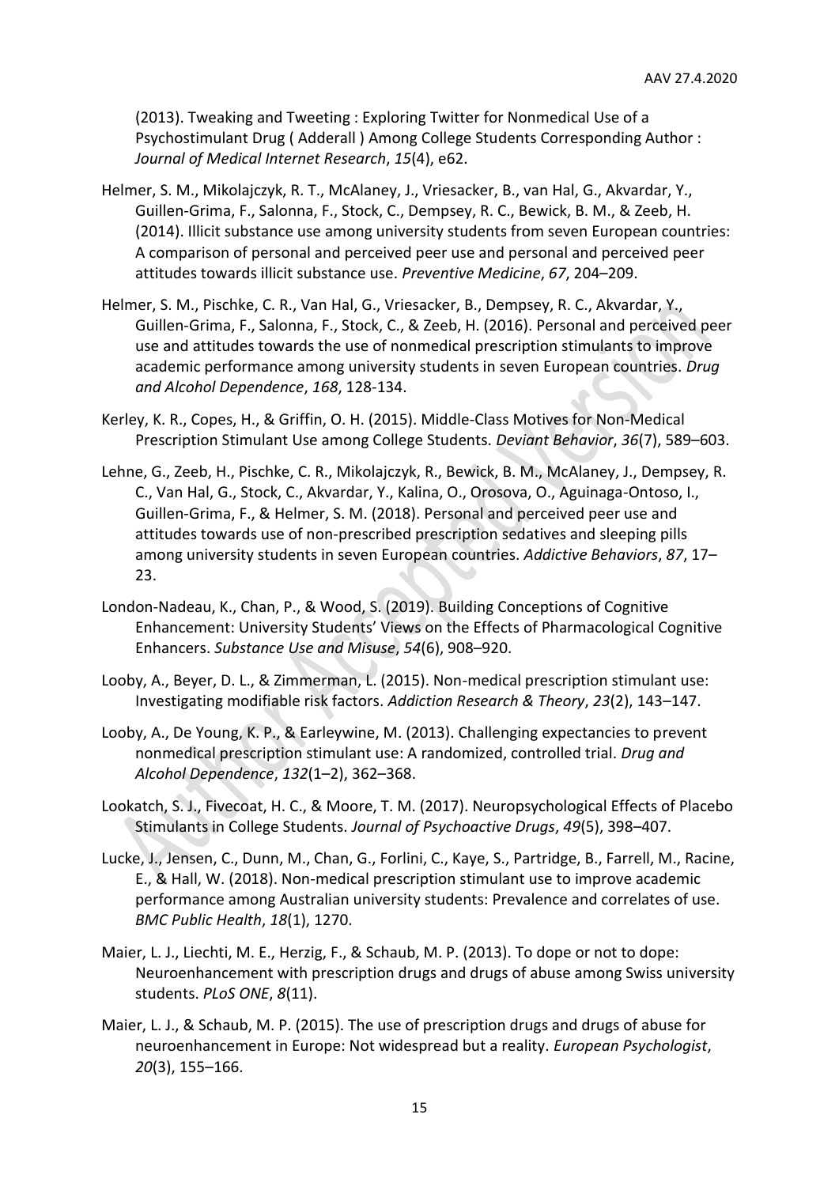(2013). Tweaking and Tweeting : Exploring Twitter for Nonmedical Use of a Psychostimulant Drug ( Adderall ) Among College Students Corresponding Author : *Journal of Medical Internet Research*, *15*(4), e62.

Helmer, S. M., Mikolajczyk, R. T., McAlaney, J., Vriesacker, B., van Hal, G., Akvardar, Y., Guillen-Grima, F., Salonna, F., Stock, C., Dempsey, R. C., Bewick, B. M., & Zeeb, H. (2014). Illicit substance use among university students from seven European countries: A comparison of personal and perceived peer use and personal and perceived peer attitudes towards illicit substance use. *Preventive Medicine*, *67*, 204–209.

Helmer, S. M., Pischke, C. R., Van Hal, G., Vriesacker, B., Dempsey, R. C., Akvardar, Y., Guillen-Grima, F., Salonna, F., Stock, C., & Zeeb, H. (2016). Personal and perceived peer use and attitudes towards the use of nonmedical prescription stimulants to improve academic performance among university students in seven European countries. *Drug and Alcohol Dependence*, *168*, 128-134.

Kerley, K. R., Copes, H., & Griffin, O. H. (2015). Middle-Class Motives for Non-Medical Prescription Stimulant Use among College Students. *Deviant Behavior*, *36*(7), 589–603.

Lehne, G., Zeeb, H., Pischke, C. R., Mikolajczyk, R., Bewick, B. M., McAlaney, J., Dempsey, R. C., Van Hal, G., Stock, C., Akvardar, Y., Kalina, O., Orosova, O., Aguinaga-Ontoso, I., Guillen-Grima, F., & Helmer, S. M. (2018). Personal and perceived peer use and attitudes towards use of non-prescribed prescription sedatives and sleeping pills among university students in seven European countries. *Addictive Behaviors*, *87*, 17–23.

London-Nadeau, K., Chan, P., & Wood, S. (2019). Building Conceptions of Cognitive Enhancement: University Students' Views on the Effects of Pharmacological Cognitive Enhancers. *Substance Use and Misuse*, *54*(6), 908–920.

Looby, A., Beyer, D. L., & Zimmerman, L. (2015). Non-medical prescription stimulant use: Investigating modifiable risk factors. *Addiction Research & Theory*, *23*(2), 143–147.

Looby, A., De Young, K. P., & Earleywine, M. (2013). Challenging expectancies to prevent nonmedical prescription stimulant use: A randomized, controlled trial. *Drug and Alcohol Dependence*, *132*(1–2), 362–368.

Lookatch, S. J., Fivecoat, H. C., & Moore, T. M. (2017). Neuropsychological Effects of Placebo Stimulants in College Students. *Journal of Psychoactive Drugs*, *49*(5), 398–407.

Lucke, J., Jensen, C., Dunn, M., Chan, G., Forlini, C., Kaye, S., Partridge, B., Farrell, M., Racine, E., & Hall, W. (2018). Non-medical prescription stimulant use to improve academic performance among Australian university students: Prevalence and correlates of use. *BMC Public Health*, *18*(1), 1270.

Maier, L. J., Liechti, M. E., Herzig, F., & Schaub, M. P. (2013). To dope or not to dope: Neuroenhancement with prescription drugs and drugs of abuse among Swiss university students. *PLoS ONE*, *8*(11).

Maier, L. J., & Schaub, M. P. (2015). The use of prescription drugs and drugs of abuse for neuroenhancement in Europe: Not widespread but a reality. *European Psychologist*, *20*(3), 155–166.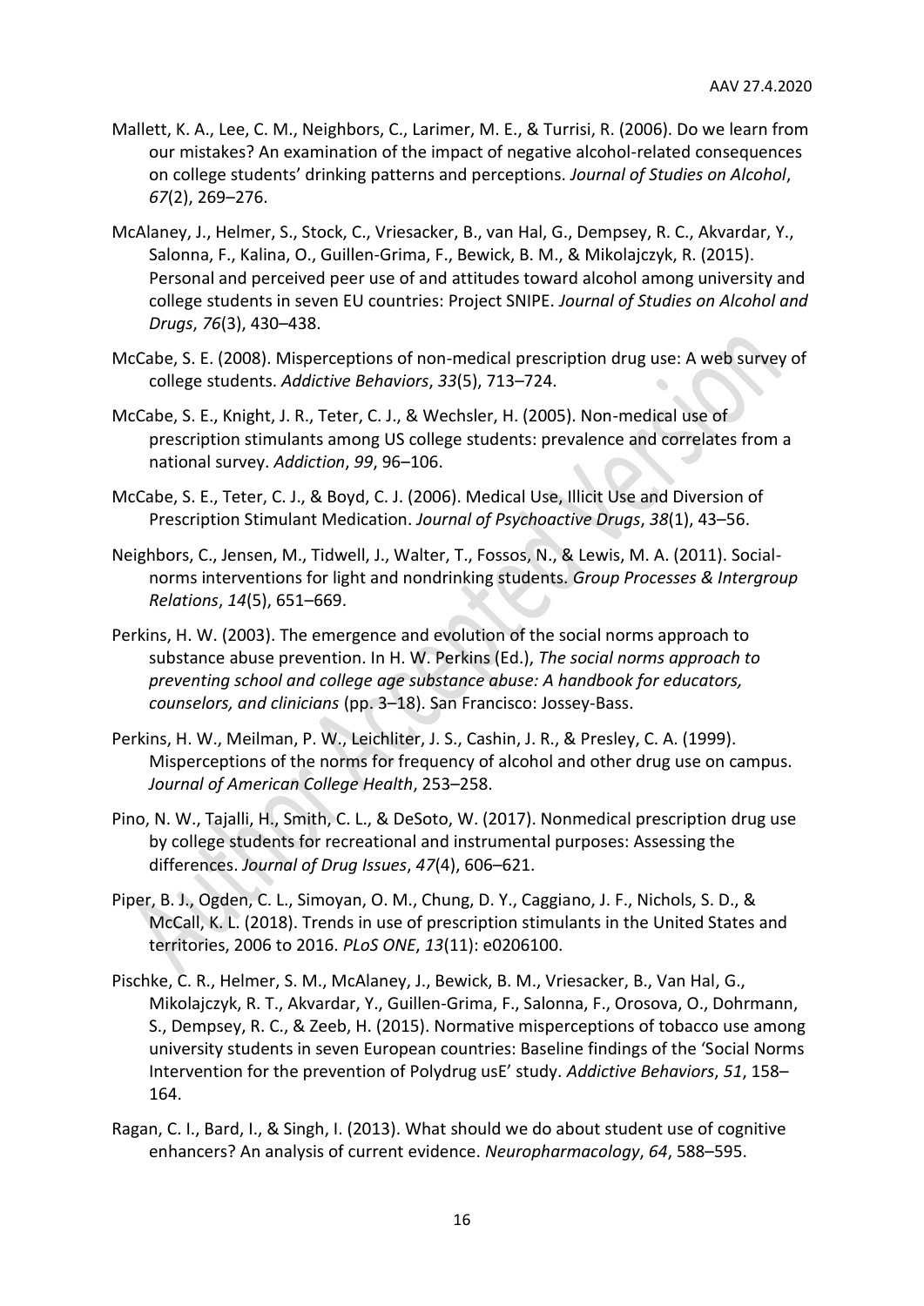Mallett, K. A., Lee, C. M., Neighbors, C., Larimer, M. E., & Turrisi, R. (2006). Do we learn from our mistakes? An examination of the impact of negative alcohol-related consequences on college students' drinking patterns and perceptions. *Journal of Studies on Alcohol*, *67*(2), 269–276.

McAlaney, J., Helmer, S., Stock, C., Vriesacker, B., van Hal, G., Dempsey, R. C., Akvardar, Y., Salonna, F., Kalina, O., Guillen-Grima, F., Bewick, B. M., & Mikolajczyk, R. (2015). Personal and perceived peer use of and attitudes toward alcohol among university and college students in seven EU countries: Project SNIPE. *Journal of Studies on Alcohol and Drugs*, *76*(3), 430–438.

McCabe, S. E. (2008). Misperceptions of non-medical prescription drug use: A web survey of college students. *Addictive Behaviors*, *33*(5), 713–724.

McCabe, S. E., Knight, J. R., Teter, C. J., & Wechsler, H. (2005). Non-medical use of prescription stimulants among US college students: prevalence and correlates from a national survey. *Addiction*, *99*, 96–106.

McCabe, S. E., Teter, C. J., & Boyd, C. J. (2006). Medical Use, Illicit Use and Diversion of Prescription Stimulant Medication. *Journal of Psychoactive Drugs*, *38*(1), 43–56.

Neighbors, C., Jensen, M., Tidwell, J., Walter, T., Fossos, N., & Lewis, M. A. (2011). Social-norms interventions for light and nondrinking students. *Group Processes & Intergroup Relations*, *14*(5), 651–669.

Perkins, H. W. (2003). The emergence and evolution of the social norms approach to substance abuse prevention. In H. W. Perkins (Ed.), *The social norms approach to preventing school and college age substance abuse: A handbook for educators, counselors, and clinicians* (pp. 3–18). San Francisco: Jossey-Bass.

Perkins, H. W., Meilman, P. W., Leichliter, J. S., Cashin, J. R., & Presley, C. A. (1999). Misperceptions of the norms for frequency of alcohol and other drug use on campus. *Journal of American College Health*, 253–258.

Pino, N. W., Tajalli, H., Smith, C. L., & DeSoto, W. (2017). Nonmedical prescription drug use by college students for recreational and instrumental purposes: Assessing the differences. *Journal of Drug Issues*, *47*(4), 606–621.

Piper, B. J., Ogden, C. L., Simoyan, O. M., Chung, D. Y., Caggiano, J. F., Nichols, S. D., & McCall, K. L. (2018). Trends in use of prescription stimulants in the United States and territories, 2006 to 2016. *PLoS ONE*, *13*(11): e0206100.

Pischke, C. R., Helmer, S. M., McAlaney, J., Bewick, B. M., Vriesacker, B., Van Hal, G., Mikolajczyk, R. T., Akvardar, Y., Guillen-Grima, F., Salonna, F., Orosova, O., Dohrmann, S., Dempsey, R. C., & Zeeb, H. (2015). Normative misperceptions of tobacco use among university students in seven European countries: Baseline findings of the 'Social Norms Intervention for the prevention of Polydrug usE' study. *Addictive Behaviors*, *51*, 158–164.

Ragan, C. I., Bard, I., & Singh, I. (2013). What should we do about student use of cognitive enhancers? An analysis of current evidence. *Neuropharmacology*, *64*, 588–595.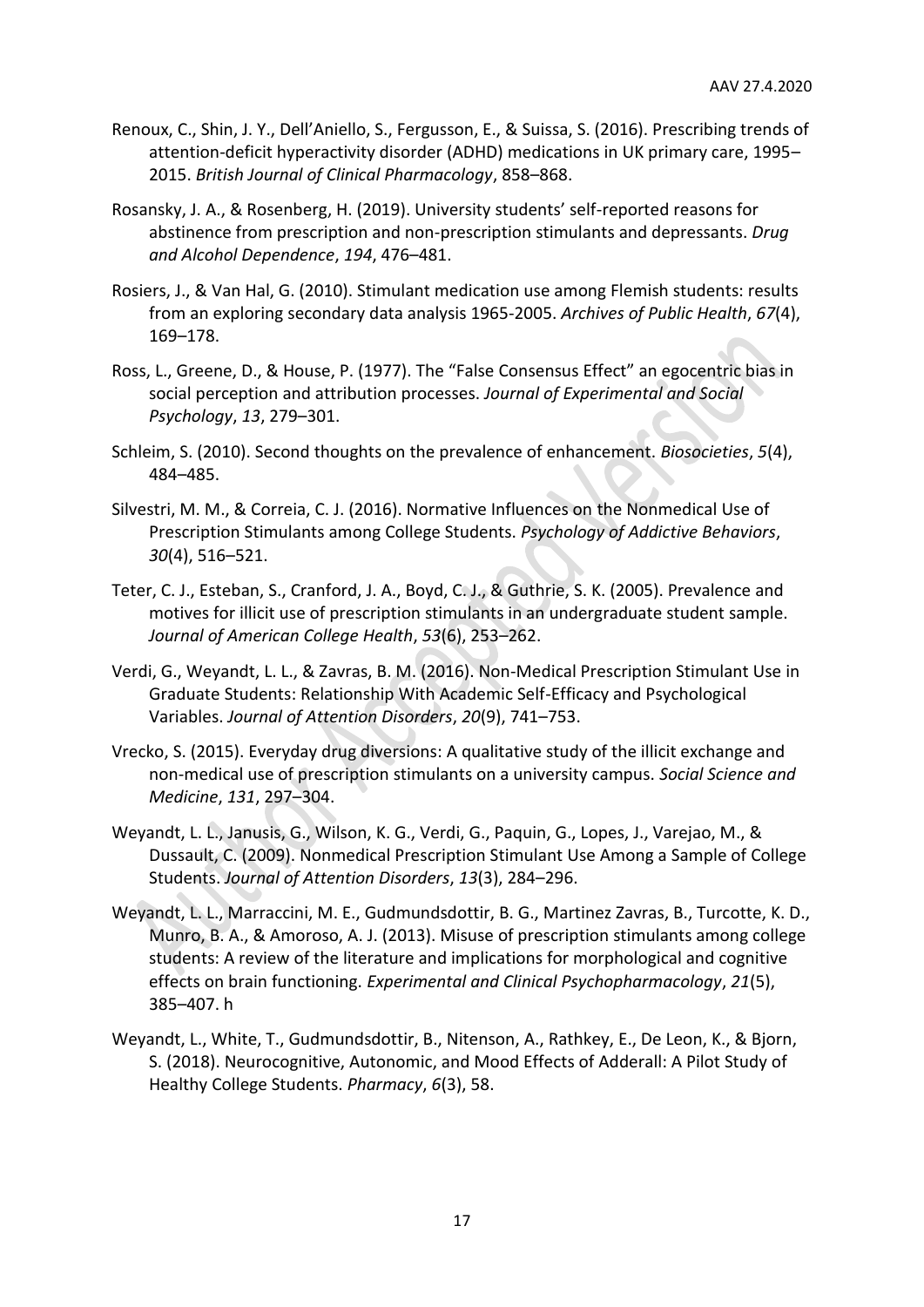Renoux, C., Shin, J. Y., Dell'Aniello, S., Fergusson, E., & Suissa, S. (2016). Prescribing trends of attention-deficit hyperactivity disorder (ADHD) medications in UK primary care, 1995–2015. *British Journal of Clinical Pharmacology*, 858–868.

Rosansky, J. A., & Rosenberg, H. (2019). University students' self-reported reasons for abstinence from prescription and non-prescription stimulants and depressants. *Drug and Alcohol Dependence*, *194*, 476–481.

Rosiers, J., & Van Hal, G. (2010). Stimulant medication use among Flemish students: results from an exploring secondary data analysis 1965-2005. *Archives of Public Health*, *67*(4), 169–178.

Ross, L., Greene, D., & House, P. (1977). The "False Consensus Effect" an egocentric bias in social perception and attribution processes. *Journal of Experimental and Social Psychology*, *13*, 279–301.

Schleim, S. (2010). Second thoughts on the prevalence of enhancement. *Biosocieties*, *5*(4), 484–485.

Silvestri, M. M., & Correia, C. J. (2016). Normative Influences on the Nonmedical Use of Prescription Stimulants among College Students. *Psychology of Addictive Behaviors*, *30*(4), 516–521.

Teter, C. J., Esteban, S., Cranford, J. A., Boyd, C. J., & Guthrie, S. K. (2005). Prevalence and motives for illicit use of prescription stimulants in an undergraduate student sample. *Journal of American College Health*, *53*(6), 253–262.

Verdi, G., Weyandt, L. L., & Zavras, B. M. (2016). Non-Medical Prescription Stimulant Use in Graduate Students: Relationship With Academic Self-Efficacy and Psychological Variables. *Journal of Attention Disorders*, *20*(9), 741–753.

Vrecko, S. (2015). Everyday drug diversions: A qualitative study of the illicit exchange and non-medical use of prescription stimulants on a university campus. *Social Science and Medicine*, *131*, 297–304.

Weyandt, L. L., Janusis, G., Wilson, K. G., Verdi, G., Paquin, G., Lopes, J., Varejao, M., & Dussault, C. (2009). Nonmedical Prescription Stimulant Use Among a Sample of College Students. *Journal of Attention Disorders*, *13*(3), 284–296.

Weyandt, L. L., Marraccini, M. E., Gudmundsdottir, B. G., Martinez Zavras, B., Turcotte, K. D., Munro, B. A., & Amoroso, A. J. (2013). Misuse of prescription stimulants among college students: A review of the literature and implications for morphological and cognitive effects on brain functioning. *Experimental and Clinical Psychopharmacology*, *21*(5), 385–407. h

Weyandt, L., White, T., Gudmundsdottir, B., Nitenson, A., Rathkey, E., De Leon, K., & Bjorn, S. (2018). Neurocognitive, Autonomic, and Mood Effects of Adderall: A Pilot Study of Healthy College Students. *Pharmacy*, *6*(3), 58.